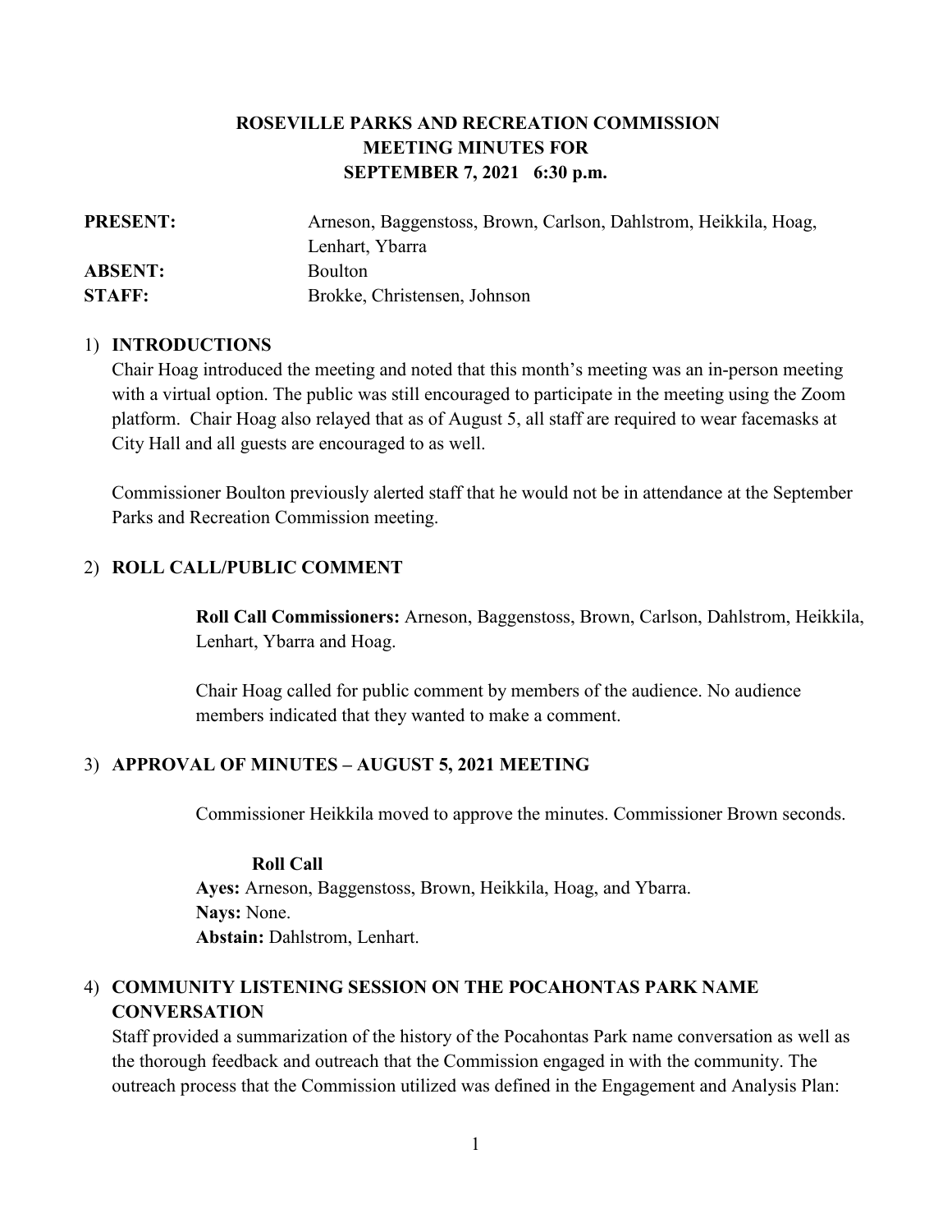# ROSEVILLE PARKS AND RECREATION COMMISSION
# MEETING MINUTES FOR
# SEPTEMBER 7, 2021 6:30 p.m.

| | |
|---|---|
| **PRESENT:** | Arneson, Baggenstoss, Brown, Carlson, Dahlstrom, Heikkila, Hoag, Lenhart, Ybarra |
| **ABSENT:** | Boulton |
| **STAFF:** | Brokke, Christensen, Johnson |

1) **INTRODUCTIONS**

Chair Hoag introduced the meeting and noted that this month's meeting was an in-person meeting with a virtual option. The public was still encouraged to participate in the meeting using the Zoom platform. Chair Hoag also relayed that as of August 5, all staff are required to wear facemasks at City Hall and all guests are encouraged to as well.

Commissioner Boulton previously alerted staff that he would not be in attendance at the September Parks and Recreation Commission meeting.

2) **ROLL CALL/PUBLIC COMMENT**

**Roll Call Commissioners:** Arneson, Baggenstoss, Brown, Carlson, Dahlstrom, Heikkila, Lenhart, Ybarra and Hoag.

Chair Hoag called for public comment by members of the audience. No audience members indicated that they wanted to make a comment.

3) **APPROVAL OF MINUTES – AUGUST 5, 2021 MEETING**

Commissioner Heikkila moved to approve the minutes. Commissioner Brown seconds.

**Roll Call**
**Ayes:** Arneson, Baggenstoss, Brown, Heikkila, Hoag, and Ybarra.
**Nays:** None.
**Abstain:** Dahlstrom, Lenhart.

4) **COMMUNITY LISTENING SESSION ON THE POCAHONTAS PARK NAME CONVERSATION**

Staff provided a summarization of the history of the Pocahontas Park name conversation as well as the thorough feedback and outreach that the Commission engaged in with the community. The outreach process that the Commission utilized was defined in the Engagement and Analysis Plan: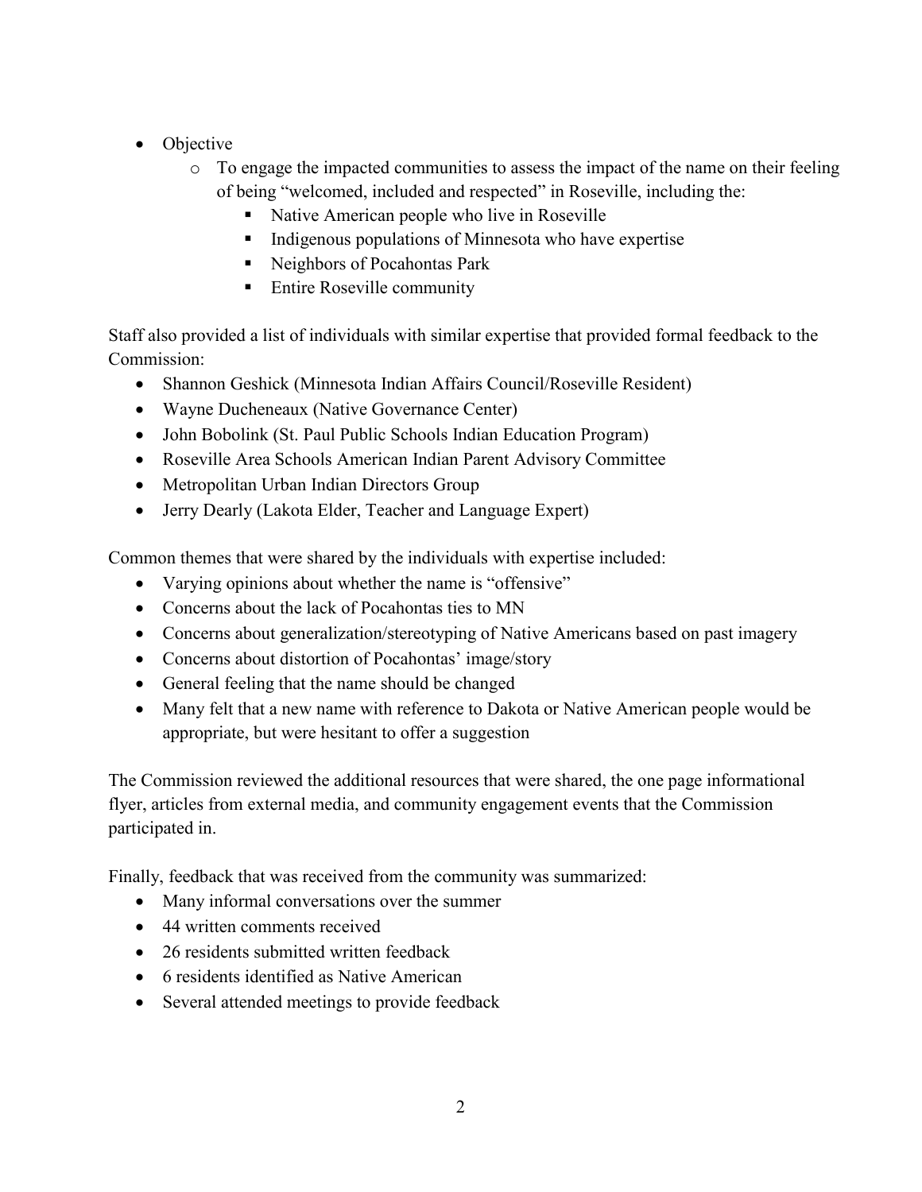- Objective
  - To engage the impacted communities to assess the impact of the name on their feeling of being "welcomed, included and respected" in Roseville, including the:
    - Native American people who live in Roseville
    - Indigenous populations of Minnesota who have expertise
    - Neighbors of Pocahontas Park
    - Entire Roseville community

Staff also provided a list of individuals with similar expertise that provided formal feedback to the Commission:

- Shannon Geshick (Minnesota Indian Affairs Council/Roseville Resident)
- Wayne Ducheneaux (Native Governance Center)
- John Bobolink (St. Paul Public Schools Indian Education Program)
- Roseville Area Schools American Indian Parent Advisory Committee
- Metropolitan Urban Indian Directors Group
- Jerry Dearly (Lakota Elder, Teacher and Language Expert)

Common themes that were shared by the individuals with expertise included:

- Varying opinions about whether the name is "offensive"
- Concerns about the lack of Pocahontas ties to MN
- Concerns about generalization/stereotyping of Native Americans based on past imagery
- Concerns about distortion of Pocahontas' image/story
- General feeling that the name should be changed
- Many felt that a new name with reference to Dakota or Native American people would be appropriate, but were hesitant to offer a suggestion

The Commission reviewed the additional resources that were shared, the one page informational flyer, articles from external media, and community engagement events that the Commission participated in.

Finally, feedback that was received from the community was summarized:

- Many informal conversations over the summer
- 44 written comments received
- 26 residents submitted written feedback
- 6 residents identified as Native American
- Several attended meetings to provide feedback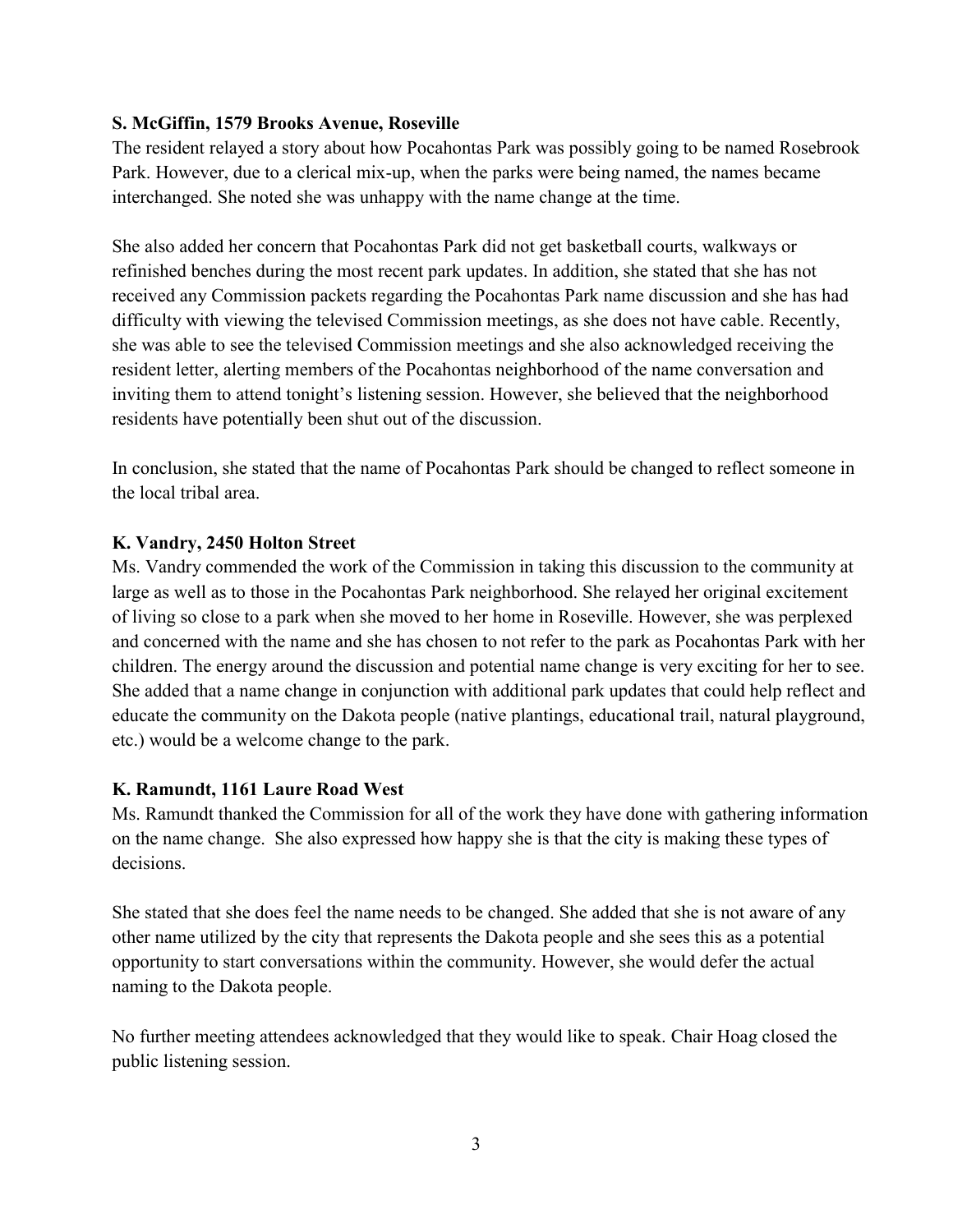**S. McGiffin, 1579 Brooks Avenue, Roseville**
The resident relayed a story about how Pocahontas Park was possibly going to be named Rosebrook Park. However, due to a clerical mix-up, when the parks were being named, the names became interchanged. She noted she was unhappy with the name change at the time.

She also added her concern that Pocahontas Park did not get basketball courts, walkways or refinished benches during the most recent park updates. In addition, she stated that she has not received any Commission packets regarding the Pocahontas Park name discussion and she has had difficulty with viewing the televised Commission meetings, as she does not have cable. Recently, she was able to see the televised Commission meetings and she also acknowledged receiving the resident letter, alerting members of the Pocahontas neighborhood of the name conversation and inviting them to attend tonight's listening session. However, she believed that the neighborhood residents have potentially been shut out of the discussion.

In conclusion, she stated that the name of Pocahontas Park should be changed to reflect someone in the local tribal area.

**K. Vandry, 2450 Holton Street**
Ms. Vandry commended the work of the Commission in taking this discussion to the community at large as well as to those in the Pocahontas Park neighborhood. She relayed her original excitement of living so close to a park when she moved to her home in Roseville. However, she was perplexed and concerned with the name and she has chosen to not refer to the park as Pocahontas Park with her children. The energy around the discussion and potential name change is very exciting for her to see. She added that a name change in conjunction with additional park updates that could help reflect and educate the community on the Dakota people (native plantings, educational trail, natural playground, etc.) would be a welcome change to the park.

**K. Ramundt, 1161 Laure Road West**
Ms. Ramundt thanked the Commission for all of the work they have done with gathering information on the name change. She also expressed how happy she is that the city is making these types of decisions.

She stated that she does feel the name needs to be changed. She added that she is not aware of any other name utilized by the city that represents the Dakota people and she sees this as a potential opportunity to start conversations within the community. However, she would defer the actual naming to the Dakota people.

No further meeting attendees acknowledged that they would like to speak. Chair Hoag closed the public listening session.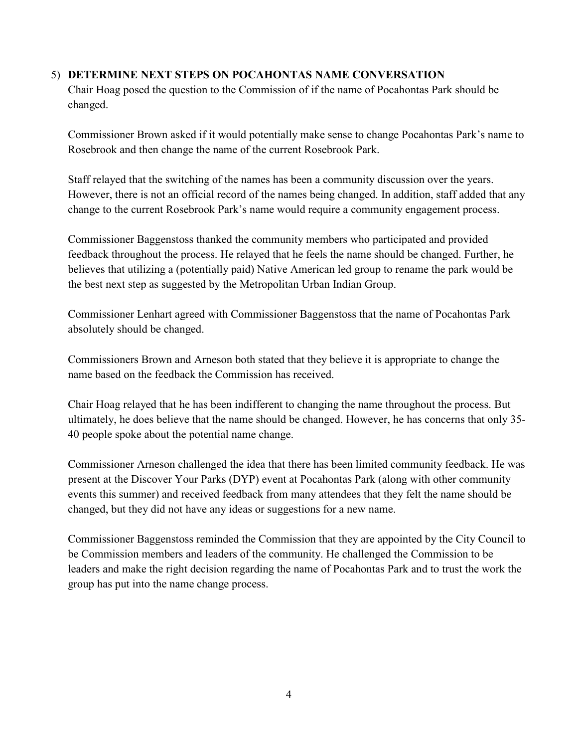5) **DETERMINE NEXT STEPS ON POCAHONTAS NAME CONVERSATION**

Chair Hoag posed the question to the Commission of if the name of Pocahontas Park should be changed.

Commissioner Brown asked if it would potentially make sense to change Pocahontas Park's name to Rosebrook and then change the name of the current Rosebrook Park.

Staff relayed that the switching of the names has been a community discussion over the years. However, there is not an official record of the names being changed. In addition, staff added that any change to the current Rosebrook Park's name would require a community engagement process.

Commissioner Baggenstoss thanked the community members who participated and provided feedback throughout the process. He relayed that he feels the name should be changed. Further, he believes that utilizing a (potentially paid) Native American led group to rename the park would be the best next step as suggested by the Metropolitan Urban Indian Group.

Commissioner Lenhart agreed with Commissioner Baggenstoss that the name of Pocahontas Park absolutely should be changed.

Commissioners Brown and Arneson both stated that they believe it is appropriate to change the name based on the feedback the Commission has received.

Chair Hoag relayed that he has been indifferent to changing the name throughout the process. But ultimately, he does believe that the name should be changed. However, he has concerns that only 35-40 people spoke about the potential name change.

Commissioner Arneson challenged the idea that there has been limited community feedback. He was present at the Discover Your Parks (DYP) event at Pocahontas Park (along with other community events this summer) and received feedback from many attendees that they felt the name should be changed, but they did not have any ideas or suggestions for a new name.

Commissioner Baggenstoss reminded the Commission that they are appointed by the City Council to be Commission members and leaders of the community. He challenged the Commission to be leaders and make the right decision regarding the name of Pocahontas Park and to trust the work the group has put into the name change process.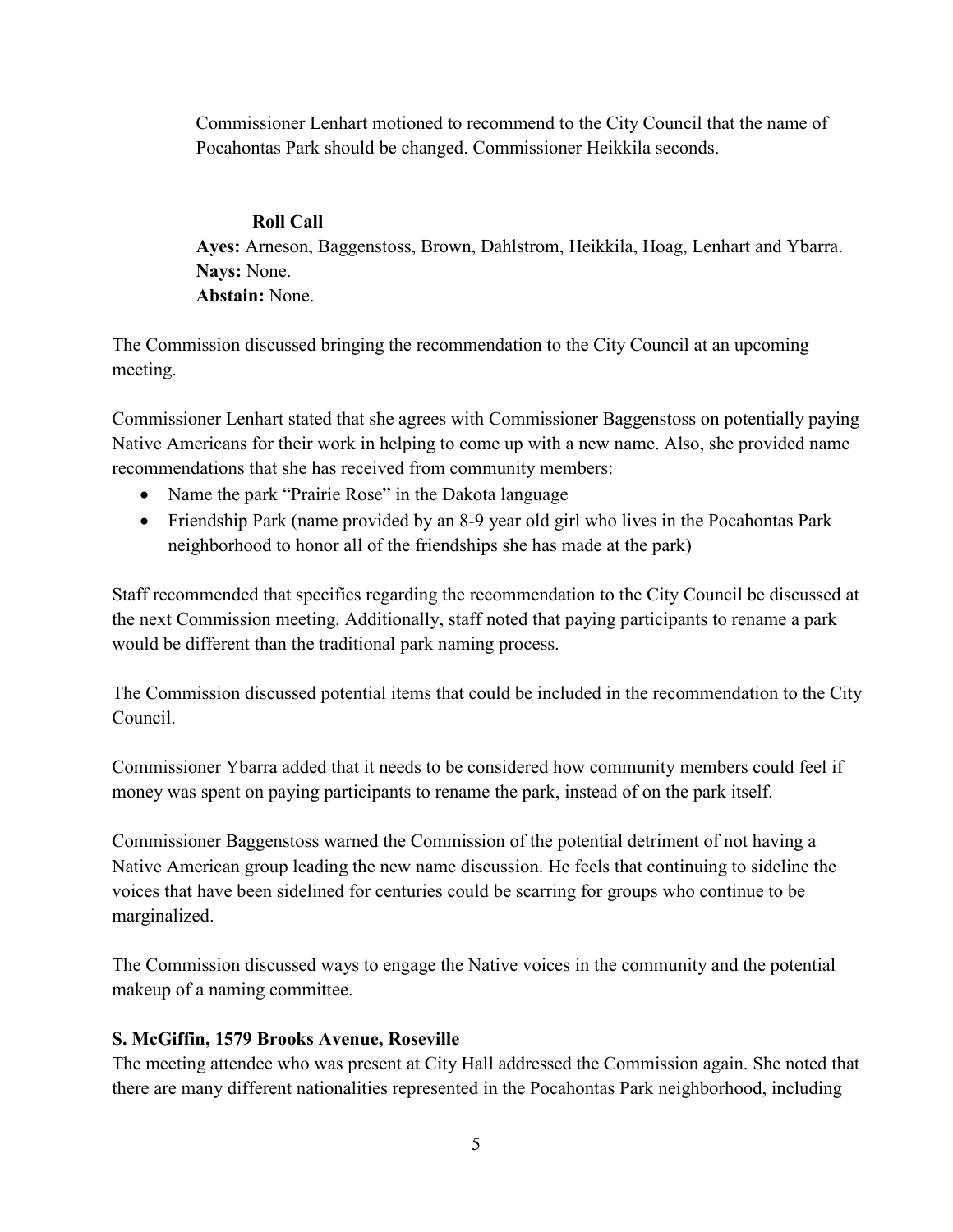Commissioner Lenhart motioned to recommend to the City Council that the name of Pocahontas Park should be changed. Commissioner Heikkila seconds.

**Roll Call**

**Ayes:** Arneson, Baggenstoss, Brown, Dahlstrom, Heikkila, Hoag, Lenhart and Ybarra.
**Nays:** None.
**Abstain:** None.

The Commission discussed bringing the recommendation to the City Council at an upcoming meeting.

Commissioner Lenhart stated that she agrees with Commissioner Baggenstoss on potentially paying Native Americans for their work in helping to come up with a new name. Also, she provided name recommendations that she has received from community members:

- Name the park "Prairie Rose" in the Dakota language
- Friendship Park (name provided by an 8-9 year old girl who lives in the Pocahontas Park neighborhood to honor all of the friendships she has made at the park)

Staff recommended that specifics regarding the recommendation to the City Council be discussed at the next Commission meeting. Additionally, staff noted that paying participants to rename a park would be different than the traditional park naming process.

The Commission discussed potential items that could be included in the recommendation to the City Council.

Commissioner Ybarra added that it needs to be considered how community members could feel if money was spent on paying participants to rename the park, instead of on the park itself.

Commissioner Baggenstoss warned the Commission of the potential detriment of not having a Native American group leading the new name discussion. He feels that continuing to sideline the voices that have been sidelined for centuries could be scarring for groups who continue to be marginalized.

The Commission discussed ways to engage the Native voices in the community and the potential makeup of a naming committee.

**S. McGiffin, 1579 Brooks Avenue, Roseville**

The meeting attendee who was present at City Hall addressed the Commission again. She noted that there are many different nationalities represented in the Pocahontas Park neighborhood, including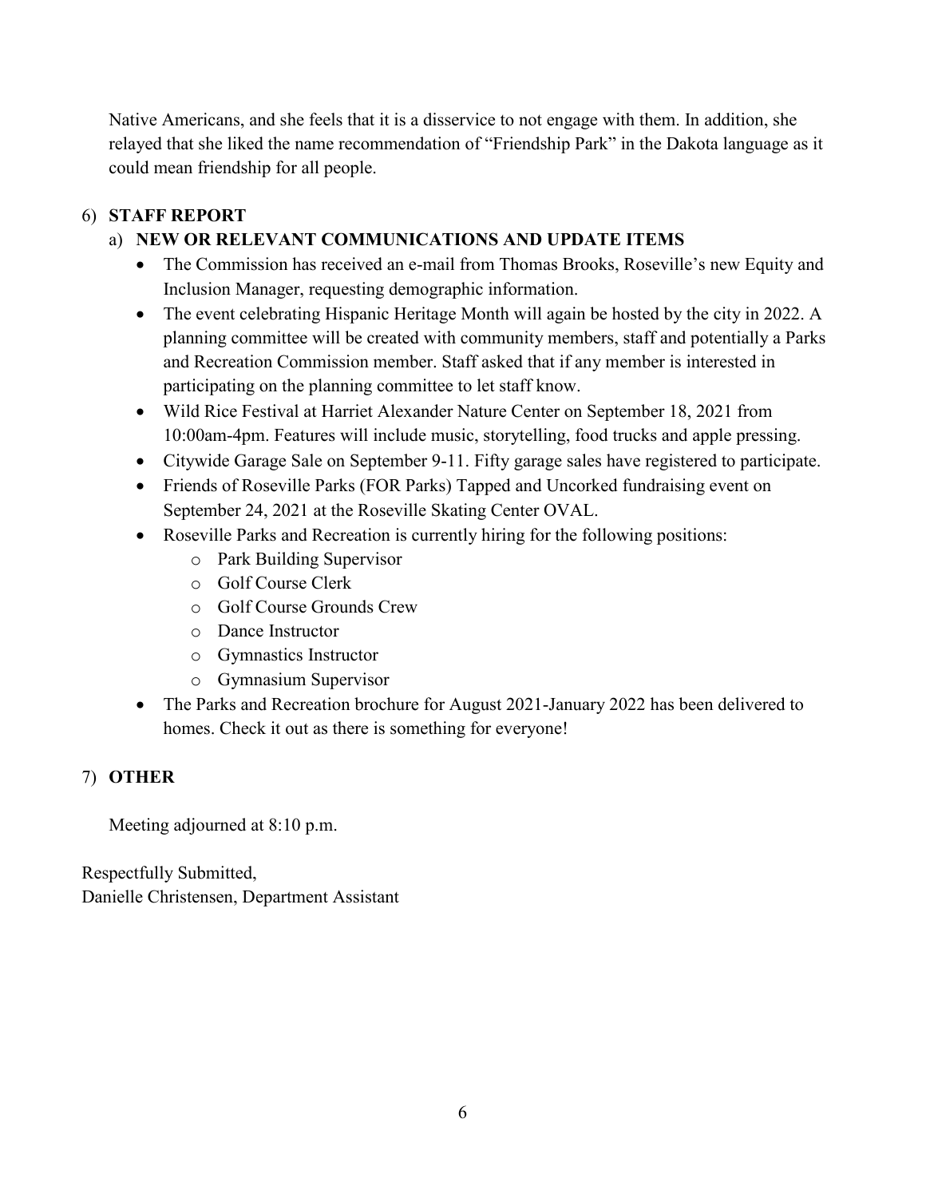Native Americans, and she feels that it is a disservice to not engage with them. In addition, she relayed that she liked the name recommendation of "Friendship Park" in the Dakota language as it could mean friendship for all people.

6) **STAFF REPORT**

a) **NEW OR RELEVANT COMMUNICATIONS AND UPDATE ITEMS**

- The Commission has received an e-mail from Thomas Brooks, Roseville's new Equity and Inclusion Manager, requesting demographic information.
- The event celebrating Hispanic Heritage Month will again be hosted by the city in 2022. A planning committee will be created with community members, staff and potentially a Parks and Recreation Commission member. Staff asked that if any member is interested in participating on the planning committee to let staff know.
- Wild Rice Festival at Harriet Alexander Nature Center on September 18, 2021 from 10:00am-4pm. Features will include music, storytelling, food trucks and apple pressing.
- Citywide Garage Sale on September 9-11. Fifty garage sales have registered to participate.
- Friends of Roseville Parks (FOR Parks) Tapped and Uncorked fundraising event on September 24, 2021 at the Roseville Skating Center OVAL.
- Roseville Parks and Recreation is currently hiring for the following positions:
  - Park Building Supervisor
  - Golf Course Clerk
  - Golf Course Grounds Crew
  - Dance Instructor
  - Gymnastics Instructor
  - Gymnasium Supervisor
- The Parks and Recreation brochure for August 2021-January 2022 has been delivered to homes. Check it out as there is something for everyone!

7) **OTHER**

Meeting adjourned at 8:10 p.m.

Respectfully Submitted,
Danielle Christensen, Department Assistant